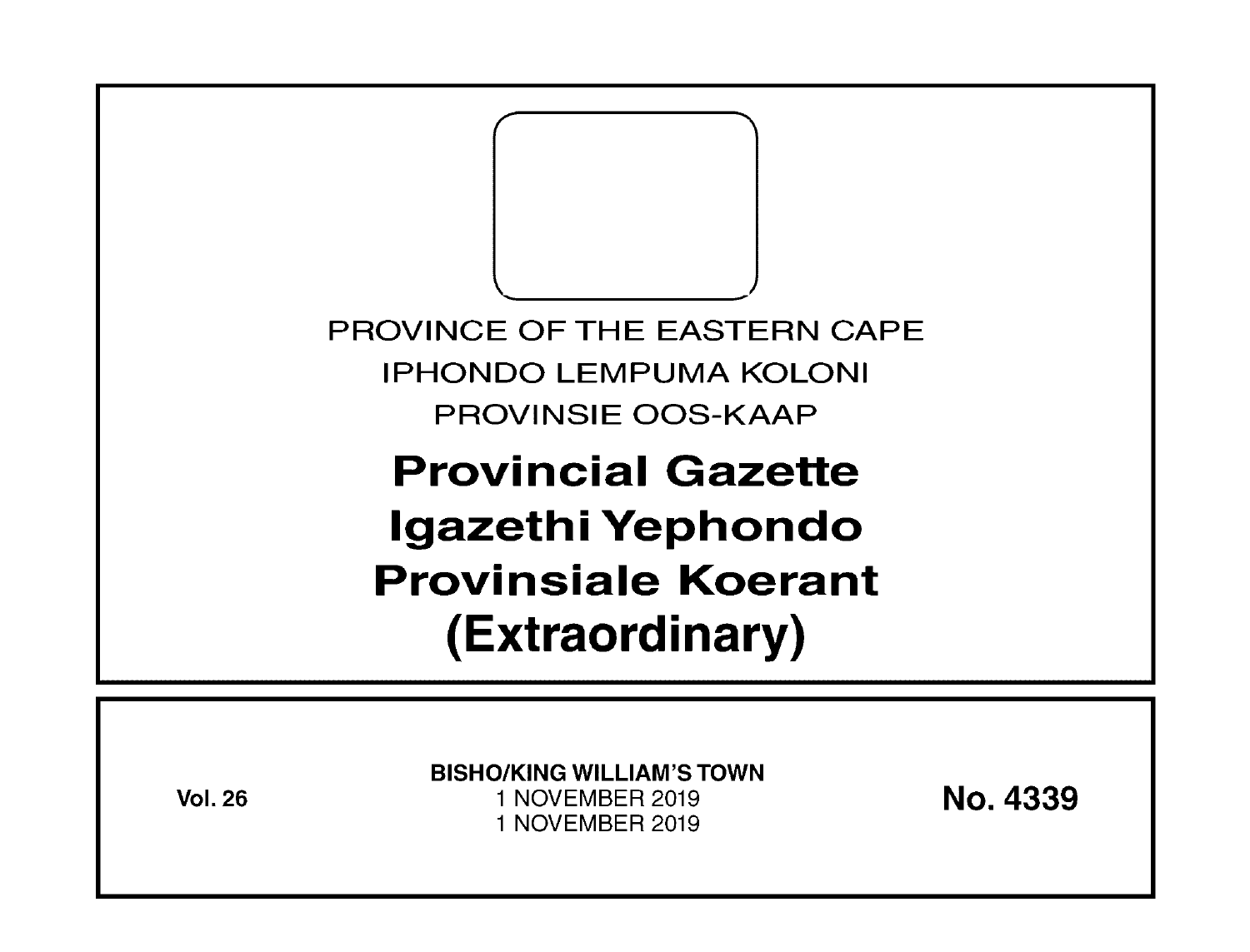PROVINCE OF THE EASTERN CAPE

IPHONDO LEMPUMA KOLONI

PROVINSIE OOS-KAAP

# Provincial Gazette
# Igazethi Yephondo
# Provinsiale Koerant
# (Extraordinary)

**Vol. 26**

**BISHO/KING WILLIAM'S TOWN**

1 NOVEMBER 2019

1 NOVEMBER 2019

**No. 4339**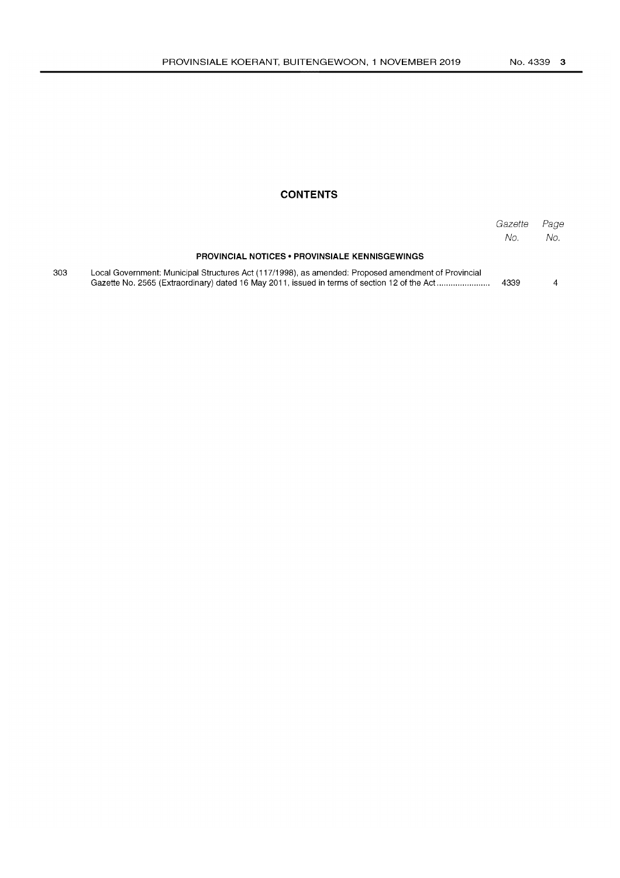## CONTENTS

| | | *Gazette No.* | *Page No.* |
|---|---|---|---|
| | **PROVINCIAL NOTICES • PROVINSIALE KENNISGEWINGS** | | |
| 303 | Local Government: Municipal Structures Act (117/1998), as amended: Proposed amendment of Provincial Gazette No. 2565 (Extraordinary) dated 16 May 2011, issued in terms of section 12 of the Act ...................... | 4339 | 4 |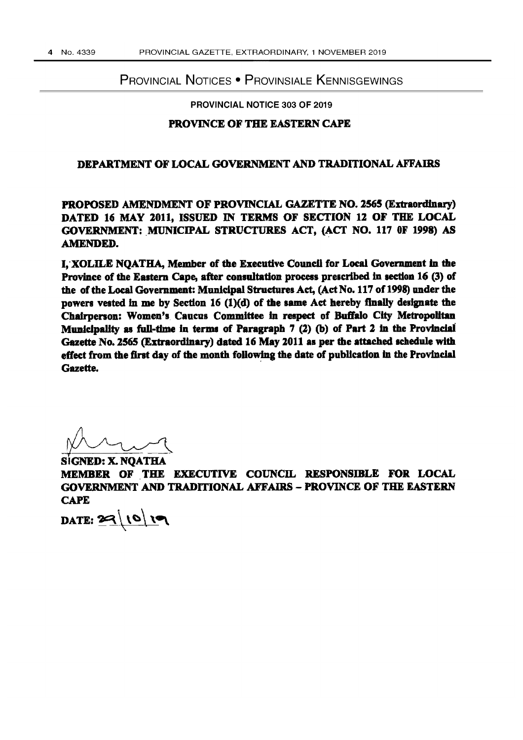## PROVINCIAL NOTICES • PROVINSIALE KENNISGEWINGS

**PROVINCIAL NOTICE 303 OF 2019**

**PROVINCE OF THE EASTERN CAPE**

**DEPARTMENT OF LOCAL GOVERNMENT AND TRADITIONAL AFFAIRS**

**PROPOSED AMENDMENT OF PROVINCIAL GAZETTE NO. 2565 (Extraordinary) DATED 16 MAY 2011, ISSUED IN TERMS OF SECTION 12 OF THE LOCAL GOVERNMENT: MUNICIPAL STRUCTURES ACT, (ACT NO. 117 0F 1998) AS AMENDED.**

**I, XOLILE NQATHA, Member of the Executive Council for Local Government in the Province of the Eastern Cape, after consultation process prescribed in section 16 (3) of the of the Local Government: Municipal Structures Act, (Act No. 117 of 1998) under the powers vested in me by Section 16 (1)(d) of the same Act hereby finally designate the Chairperson: Women's Caucus Committee in respect of Buffalo City Metropolitan Municipality as full-time in terms of Paragraph 7 (2) (b) of Part 2 in the Provincial Gazette No. 2565 (Extraordinary) dated 16 May 2011 as per the attached schedule with effect from the first day of the month following the date of publication in the Provincial Gazette.**

**SIGNED: X. NQATHA**
**MEMBER OF THE EXECUTIVE COUNCIL RESPONSIBLE FOR LOCAL GOVERNMENT AND TRADITIONAL AFFAIRS – PROVINCE OF THE EASTERN CAPE**

**DATE: 29/10/19**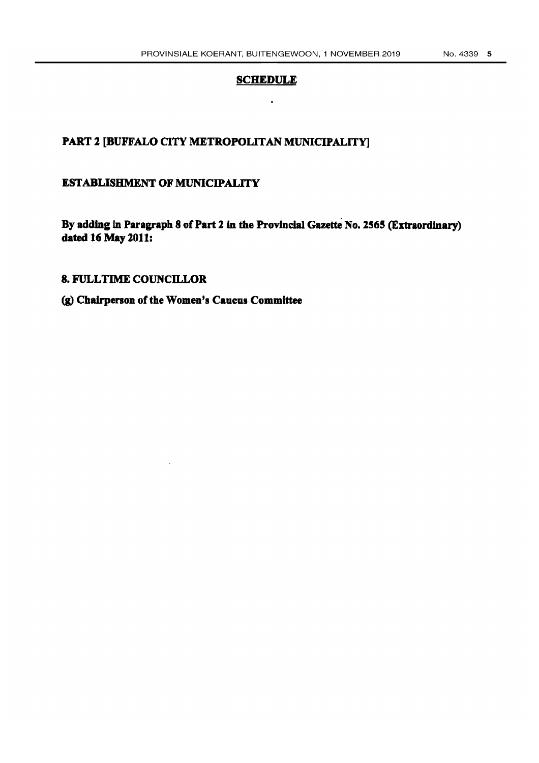## SCHEDULE

### PART 2 [BUFFALO CITY METROPOLITAN MUNICIPALITY]

### ESTABLISHMENT OF MUNICIPALITY

**By adding in Paragraph 8 of Part 2 in the Provincial Gazette No. 2565 (Extraordinary) dated 16 May 2011:**

**8. FULLTIME COUNCILLOR**

**(g) Chairperson of the Women's Caucus Committee**